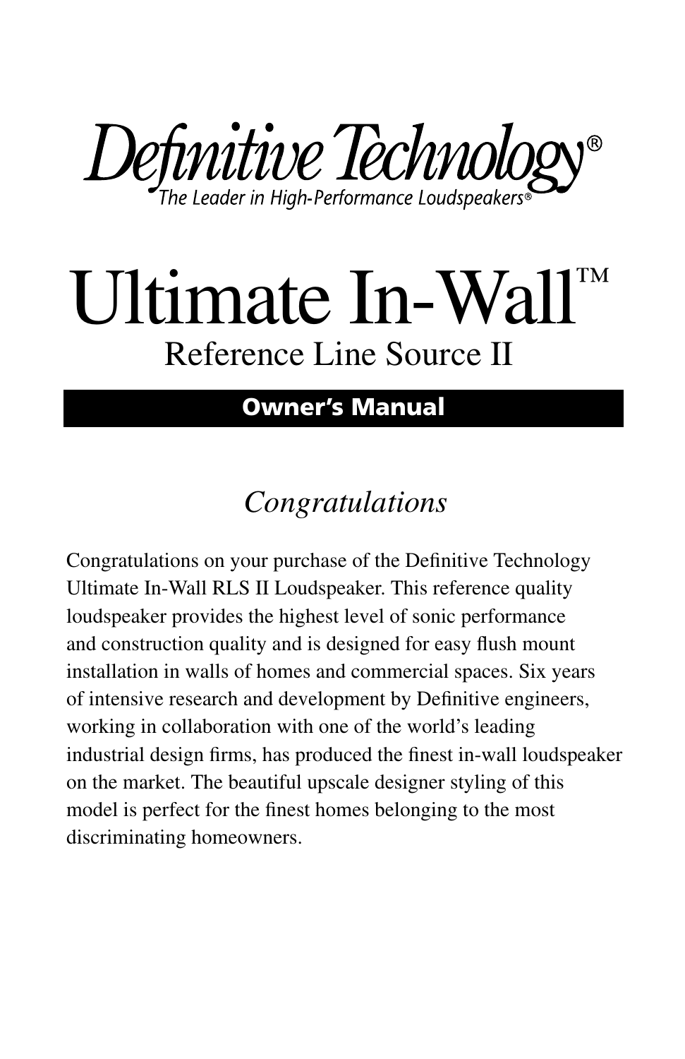Definitive Technology®

The Leader in High-Performance Loudspeakers®

# Ultimate In-Wall™

## Reference Line Source II

**Owner's Manual**

## *Congratulations*

Congratulations on your purchase of the Definitive Technology Ultimate In-Wall RLS II Loudspeaker. This reference quality loudspeaker provides the highest level of sonic performance and construction quality and is designed for easy flush mount installation in walls of homes and commercial spaces. Six years of intensive research and development by Definitive engineers, working in collaboration with one of the world's leading industrial design firms, has produced the finest in-wall loudspeaker on the market. The beautiful upscale designer styling of this model is perfect for the finest homes belonging to the most discriminating homeowners.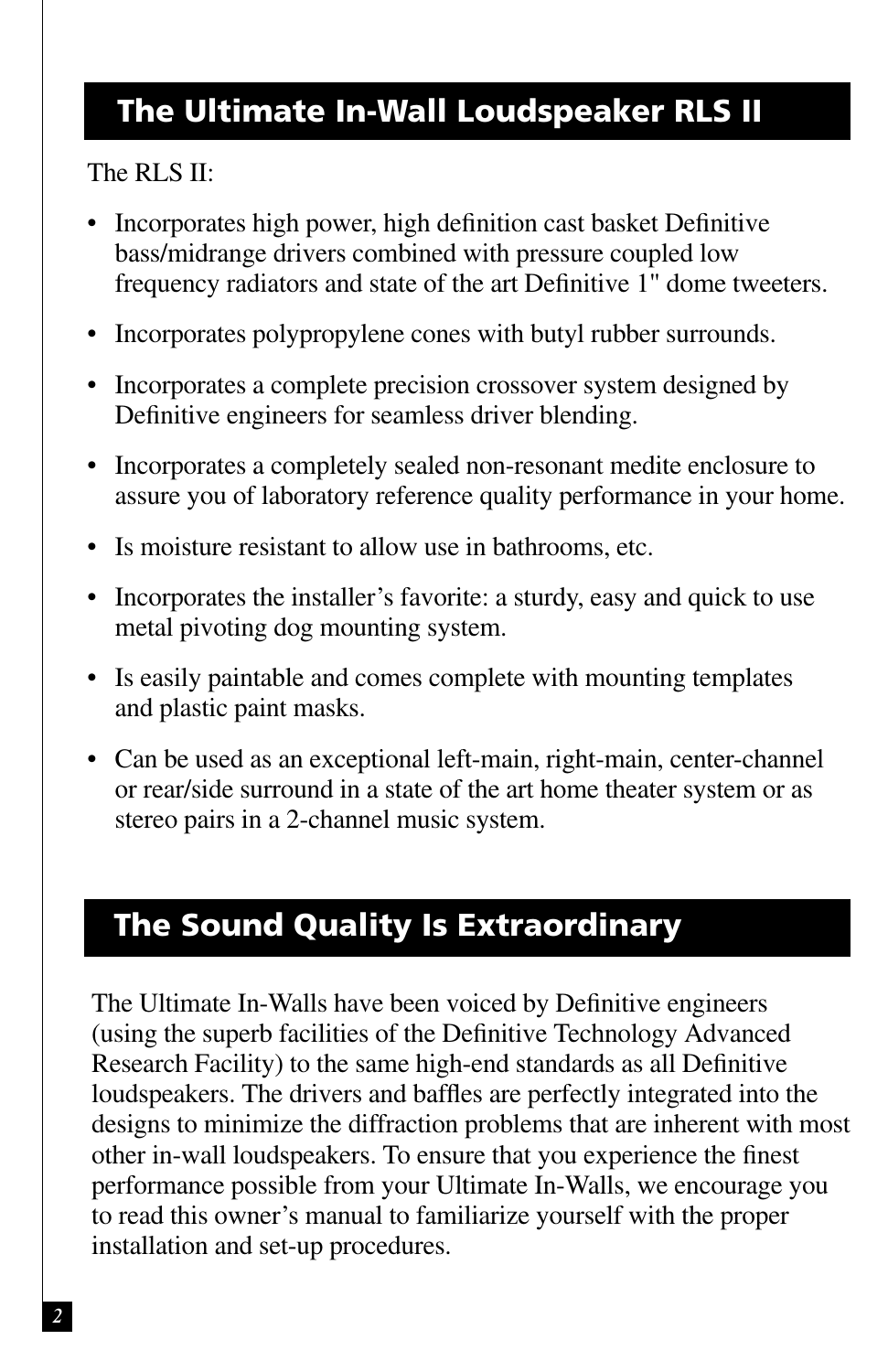## The Ultimate In-Wall Loudspeaker RLS II

The RLS II:

- Incorporates high power, high definition cast basket Definitive bass/midrange drivers combined with pressure coupled low frequency radiators and state of the art Definitive 1" dome tweeters.
- Incorporates polypropylene cones with butyl rubber surrounds.
- Incorporates a complete precision crossover system designed by Definitive engineers for seamless driver blending.
- Incorporates a completely sealed non-resonant medite enclosure to assure you of laboratory reference quality performance in your home.
- Is moisture resistant to allow use in bathrooms, etc.
- Incorporates the installer's favorite: a sturdy, easy and quick to use metal pivoting dog mounting system.
- Is easily paintable and comes complete with mounting templates and plastic paint masks.
- Can be used as an exceptional left-main, right-main, center-channel or rear/side surround in a state of the art home theater system or as stereo pairs in a 2-channel music system.

## The Sound Quality Is Extraordinary

The Ultimate In-Walls have been voiced by Definitive engineers (using the superb facilities of the Definitive Technology Advanced Research Facility) to the same high-end standards as all Definitive loudspeakers. The drivers and baffles are perfectly integrated into the designs to minimize the diffraction problems that are inherent with most other in-wall loudspeakers. To ensure that you experience the finest performance possible from your Ultimate In-Walls, we encourage you to read this owner's manual to familiarize yourself with the proper installation and set-up procedures.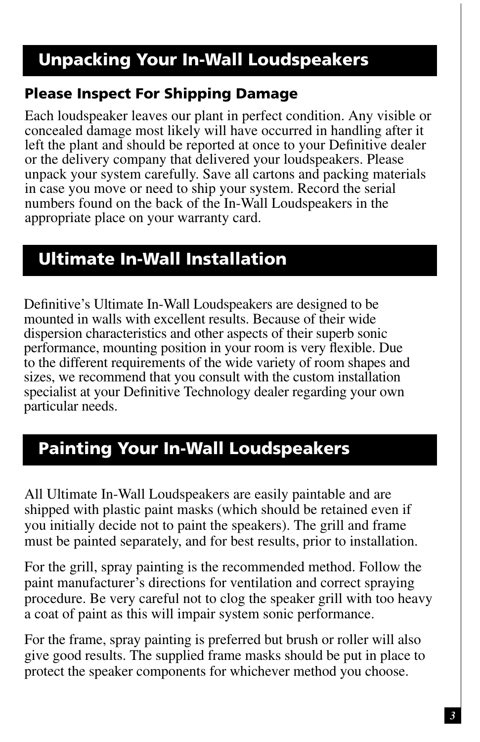## Unpacking Your In-Wall Loudspeakers

### Please Inspect For Shipping Damage

Each loudspeaker leaves our plant in perfect condition. Any visible or concealed damage most likely will have occurred in handling after it left the plant and should be reported at once to your Definitive dealer or the delivery company that delivered your loudspeakers. Please unpack your system carefully. Save all cartons and packing materials in case you move or need to ship your system. Record the serial numbers found on the back of the In-Wall Loudspeakers in the appropriate place on your warranty card.

## Ultimate In-Wall Installation

Definitive's Ultimate In-Wall Loudspeakers are designed to be mounted in walls with excellent results. Because of their wide dispersion characteristics and other aspects of their superb sonic performance, mounting position in your room is very flexible. Due to the different requirements of the wide variety of room shapes and sizes, we recommend that you consult with the custom installation specialist at your Definitive Technology dealer regarding your own particular needs.

## Painting Your In-Wall Loudspeakers

All Ultimate In-Wall Loudspeakers are easily paintable and are shipped with plastic paint masks (which should be retained even if you initially decide not to paint the speakers). The grill and frame must be painted separately, and for best results, prior to installation.

For the grill, spray painting is the recommended method. Follow the paint manufacturer's directions for ventilation and correct spraying procedure. Be very careful not to clog the speaker grill with too heavy a coat of paint as this will impair system sonic performance.

For the frame, spray painting is preferred but brush or roller will also give good results. The supplied frame masks should be put in place to protect the speaker components for whichever method you choose.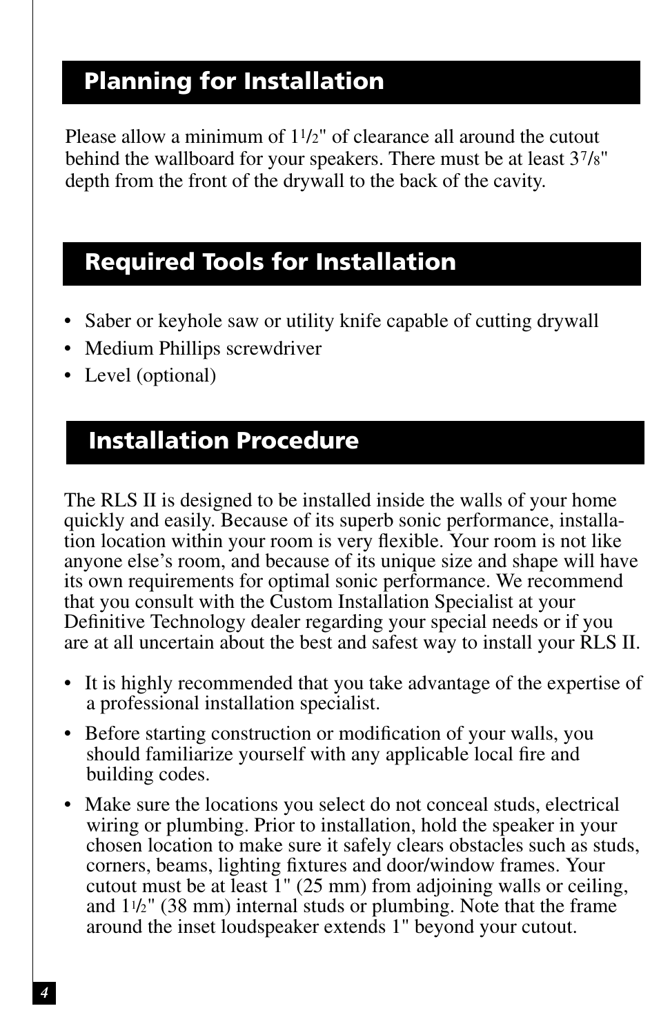## Planning for Installation

Please allow a minimum of 1½" of clearance all around the cutout behind the wallboard for your speakers. There must be at least 3⅞" depth from the front of the drywall to the back of the cavity.

## Required Tools for Installation

- Saber or keyhole saw or utility knife capable of cutting drywall
- Medium Phillips screwdriver
- Level (optional)

## Installation Procedure

The RLS II is designed to be installed inside the walls of your home quickly and easily. Because of its superb sonic performance, installation location within your room is very flexible. Your room is not like anyone else's room, and because of its unique size and shape will have its own requirements for optimal sonic performance. We recommend that you consult with the Custom Installation Specialist at your Definitive Technology dealer regarding your special needs or if you are at all uncertain about the best and safest way to install your RLS II.

- It is highly recommended that you take advantage of the expertise of a professional installation specialist.
- Before starting construction or modification of your walls, you should familiarize yourself with any applicable local fire and building codes.
- Make sure the locations you select do not conceal studs, electrical wiring or plumbing. Prior to installation, hold the speaker in your chosen location to make sure it safely clears obstacles such as studs, corners, beams, lighting fixtures and door/window frames. Your cutout must be at least 1" (25 mm) from adjoining walls or ceiling, and 1½" (38 mm) internal studs or plumbing. Note that the frame around the inset loudspeaker extends 1" beyond your cutout.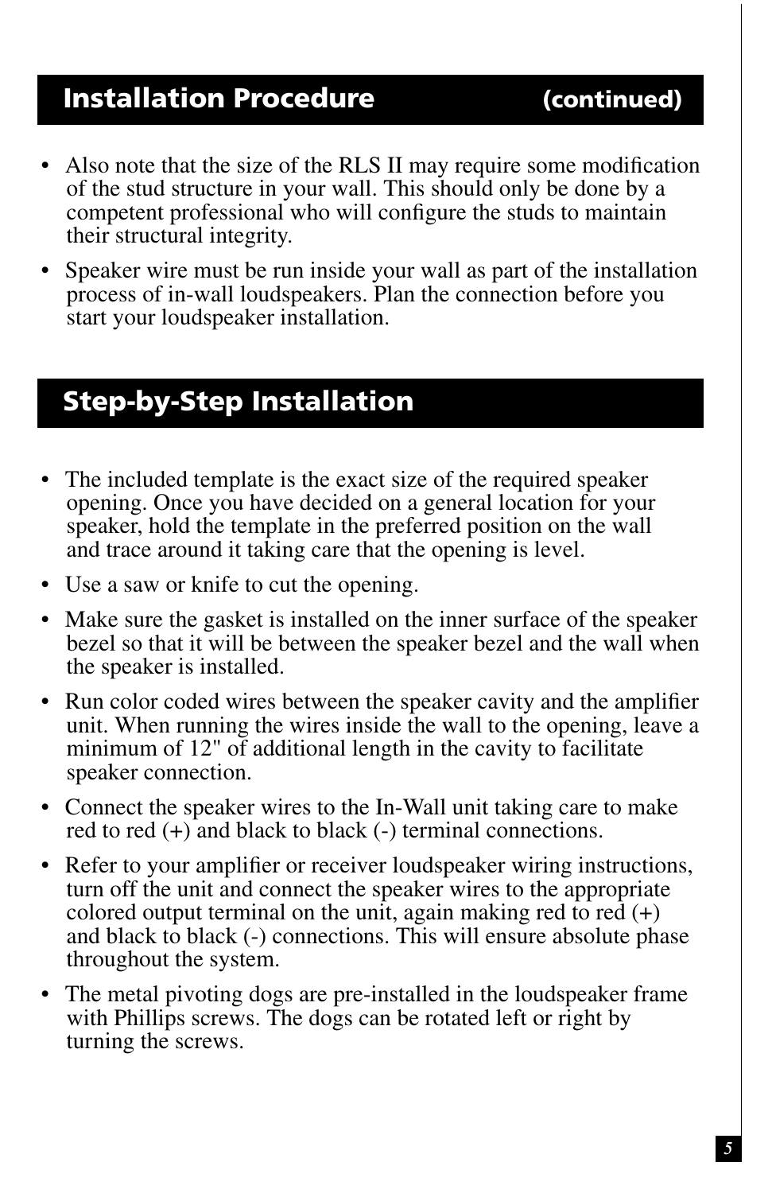## Installation Procedure (continued)

- Also note that the size of the RLS II may require some modification of the stud structure in your wall. This should only be done by a competent professional who will configure the studs to maintain their structural integrity.
- Speaker wire must be run inside your wall as part of the installation process of in-wall loudspeakers. Plan the connection before you start your loudspeaker installation.

## Step-by-Step Installation

- The included template is the exact size of the required speaker opening. Once you have decided on a general location for your speaker, hold the template in the preferred position on the wall and trace around it taking care that the opening is level.
- Use a saw or knife to cut the opening.
- Make sure the gasket is installed on the inner surface of the speaker bezel so that it will be between the speaker bezel and the wall when the speaker is installed.
- Run color coded wires between the speaker cavity and the amplifier unit. When running the wires inside the wall to the opening, leave a minimum of 12" of additional length in the cavity to facilitate speaker connection.
- Connect the speaker wires to the In-Wall unit taking care to make red to red (+) and black to black (-) terminal connections.
- Refer to your amplifier or receiver loudspeaker wiring instructions, turn off the unit and connect the speaker wires to the appropriate colored output terminal on the unit, again making red to red (+) and black to black (-) connections. This will ensure absolute phase throughout the system.
- The metal pivoting dogs are pre-installed in the loudspeaker frame with Phillips screws. The dogs can be rotated left or right by turning the screws.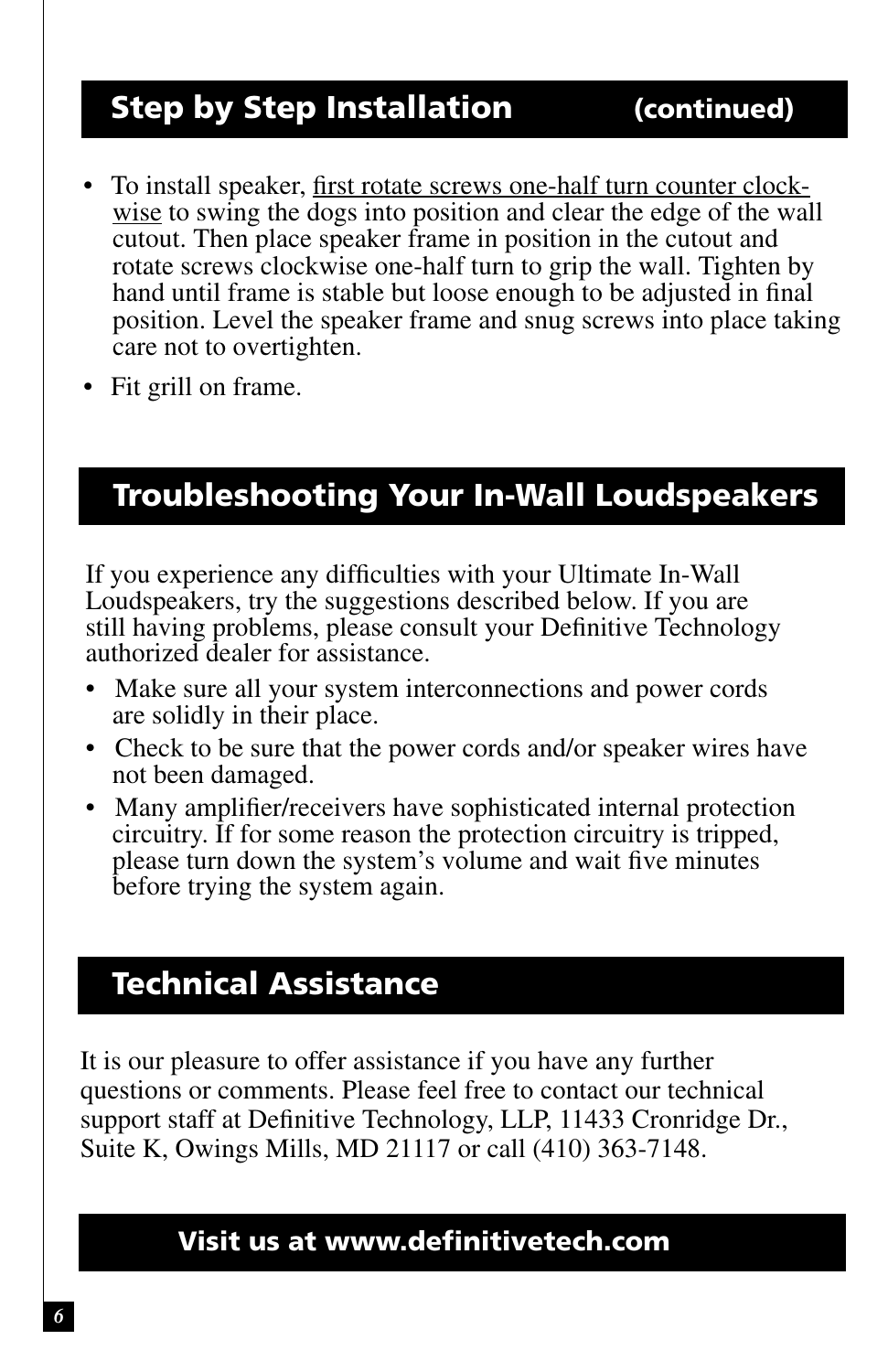## Step by Step Installation (continued)

- To install speaker, <u>first rotate screws one-half turn counter clockwise</u> to swing the dogs into position and clear the edge of the wall cutout. Then place speaker frame in position in the cutout and rotate screws clockwise one-half turn to grip the wall. Tighten by hand until frame is stable but loose enough to be adjusted in final position. Level the speaker frame and snug screws into place taking care not to overtighten.
- Fit grill on frame.

## Troubleshooting Your In-Wall Loudspeakers

If you experience any difficulties with your Ultimate In-Wall Loudspeakers, try the suggestions described below. If you are still having problems, please consult your Definitive Technology authorized dealer for assistance.

- Make sure all your system interconnections and power cords are solidly in their place.
- Check to be sure that the power cords and/or speaker wires have not been damaged.
- Many amplifier/receivers have sophisticated internal protection circuitry. If for some reason the protection circuitry is tripped, please turn down the system's volume and wait five minutes before trying the system again.

## Technical Assistance

It is our pleasure to offer assistance if you have any further questions or comments. Please feel free to contact our technical support staff at Definitive Technology, LLP, 11433 Cronridge Dr., Suite K, Owings Mills, MD 21117 or call (410) 363-7148.

**Visit us at www.definitivetech.com**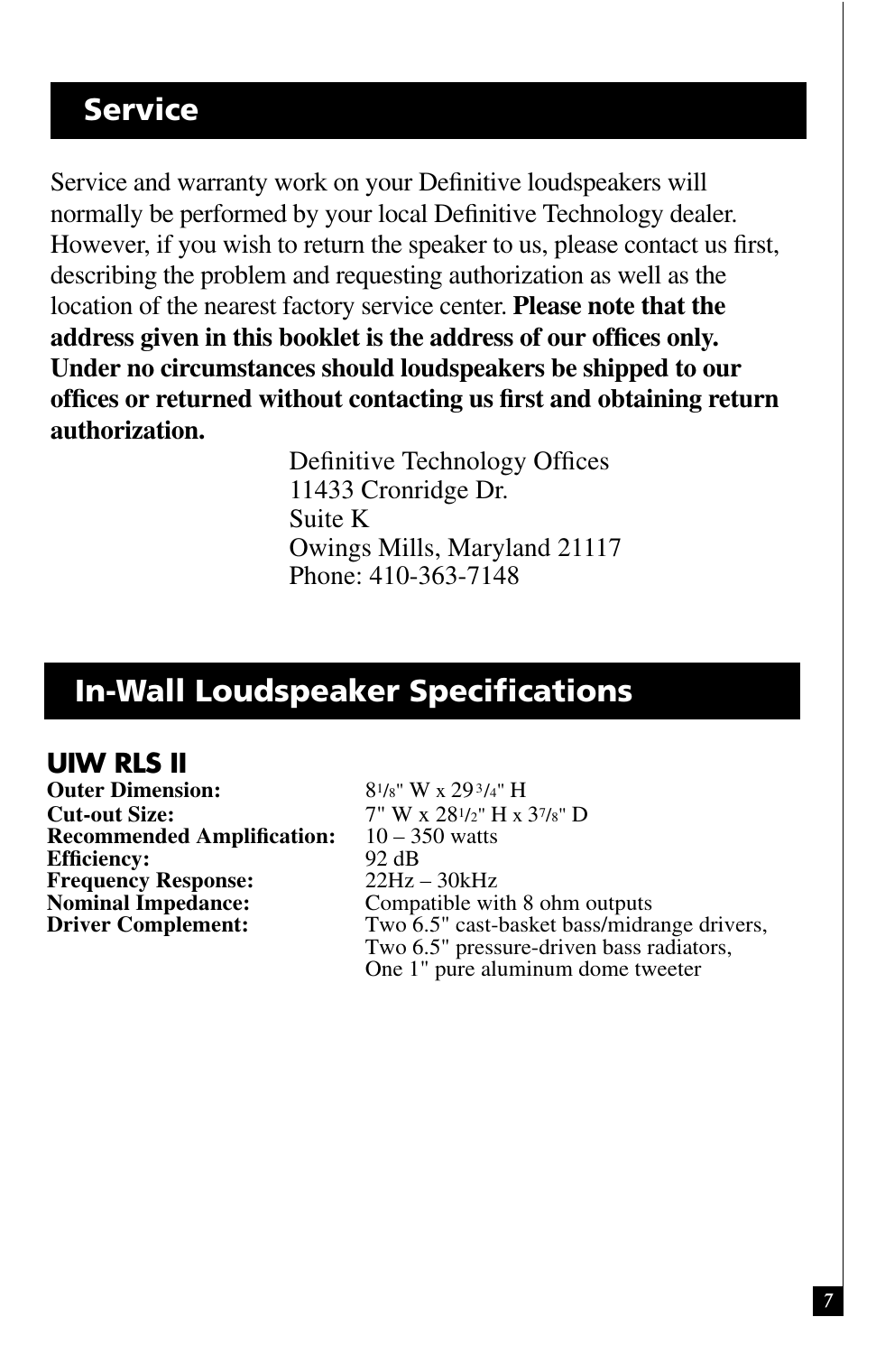## Service

Service and warranty work on your Definitive loudspeakers will normally be performed by your local Definitive Technology dealer. However, if you wish to return the speaker to us, please contact us first, describing the problem and requesting authorization as well as the location of the nearest factory service center. **Please note that the address given in this booklet is the address of our offices only. Under no circumstances should loudspeakers be shipped to our offices or returned without contacting us first and obtaining return authorization.**

Definitive Technology Offices
11433 Cronridge Dr.
Suite K
Owings Mills, Maryland 21117
Phone: 410-363-7148

## In-Wall Loudspeaker Specifications

### UIW RLS II

**Outer Dimension:** 8 1/8" W x 29 3/4" H
**Cut-out Size:** 7" W x 28 1/2" H x 3 7/8" D
**Recommended Amplification:** 10 – 350 watts
**Efficiency:** 92 dB
**Frequency Response:** 22Hz – 30kHz
**Nominal Impedance:** Compatible with 8 ohm outputs
**Driver Complement:** Two 6.5" cast-basket bass/midrange drivers, Two 6.5" pressure-driven bass radiators, One 1" pure aluminum dome tweeter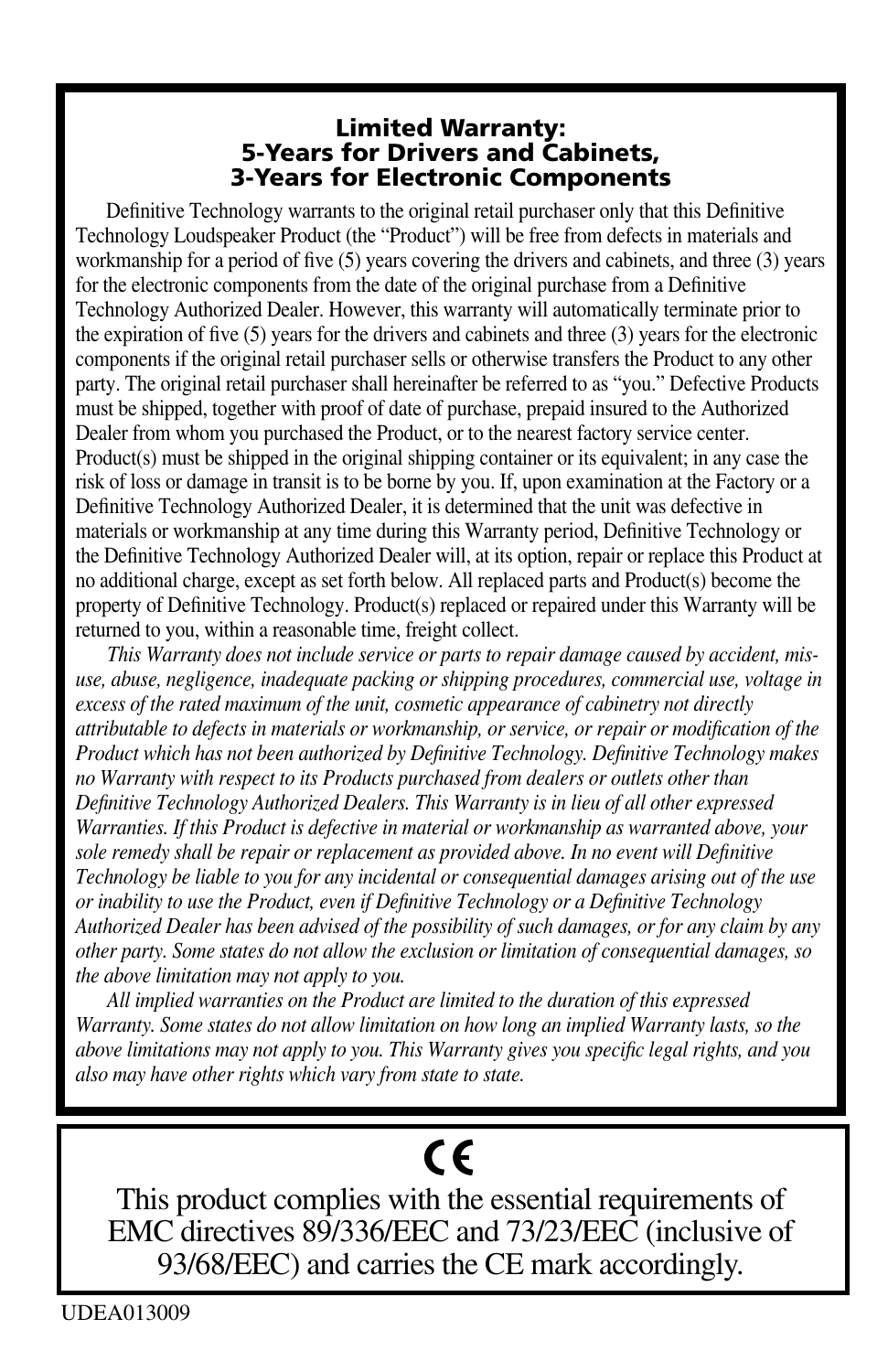## Limited Warranty:
## 5-Years for Drivers and Cabinets,
## 3-Years for Electronic Components

Definitive Technology warrants to the original retail purchaser only that this Definitive Technology Loudspeaker Product (the "Product") will be free from defects in materials and workmanship for a period of five (5) years covering the drivers and cabinets, and three (3) years for the electronic components from the date of the original purchase from a Definitive Technology Authorized Dealer. However, this warranty will automatically terminate prior to the expiration of five (5) years for the drivers and cabinets and three (3) years for the electronic components if the original retail purchaser sells or otherwise transfers the Product to any other party. The original retail purchaser shall hereinafter be referred to as "you." Defective Products must be shipped, together with proof of date of purchase, prepaid insured to the Authorized Dealer from whom you purchased the Product, or to the nearest factory service center. Product(s) must be shipped in the original shipping container or its equivalent; in any case the risk of loss or damage in transit is to be borne by you. If, upon examination at the Factory or a Definitive Technology Authorized Dealer, it is determined that the unit was defective in materials or workmanship at any time during this Warranty period, Definitive Technology or the Definitive Technology Authorized Dealer will, at its option, repair or replace this Product at no additional charge, except as set forth below. All replaced parts and Product(s) become the property of Definitive Technology. Product(s) replaced or repaired under this Warranty will be returned to you, within a reasonable time, freight collect.

*This Warranty does not include service or parts to repair damage caused by accident, misuse, abuse, negligence, inadequate packing or shipping procedures, commercial use, voltage in excess of the rated maximum of the unit, cosmetic appearance of cabinetry not directly attributable to defects in materials or workmanship, or service, or repair or modification of the Product which has not been authorized by Definitive Technology. Definitive Technology makes no Warranty with respect to its Products purchased from dealers or outlets other than Definitive Technology Authorized Dealers. This Warranty is in lieu of all other expressed Warranties. If this Product is defective in material or workmanship as warranted above, your sole remedy shall be repair or replacement as provided above. In no event will Definitive Technology be liable to you for any incidental or consequential damages arising out of the use or inability to use the Product, even if Definitive Technology or a Definitive Technology Authorized Dealer has been advised of the possibility of such damages, or for any claim by any other party. Some states do not allow the exclusion or limitation of consequential damages, so the above limitation may not apply to you.*

*All implied warranties on the Product are limited to the duration of this expressed Warranty. Some states do not allow limitation on how long an implied Warranty lasts, so the above limitations may not apply to you. This Warranty gives you specific legal rights, and you also may have other rights which vary from state to state.*

CE

This product complies with the essential requirements of EMC directives 89/336/EEC and 73/23/EEC (inclusive of 93/68/EEC) and carries the CE mark accordingly.

UDEA013009